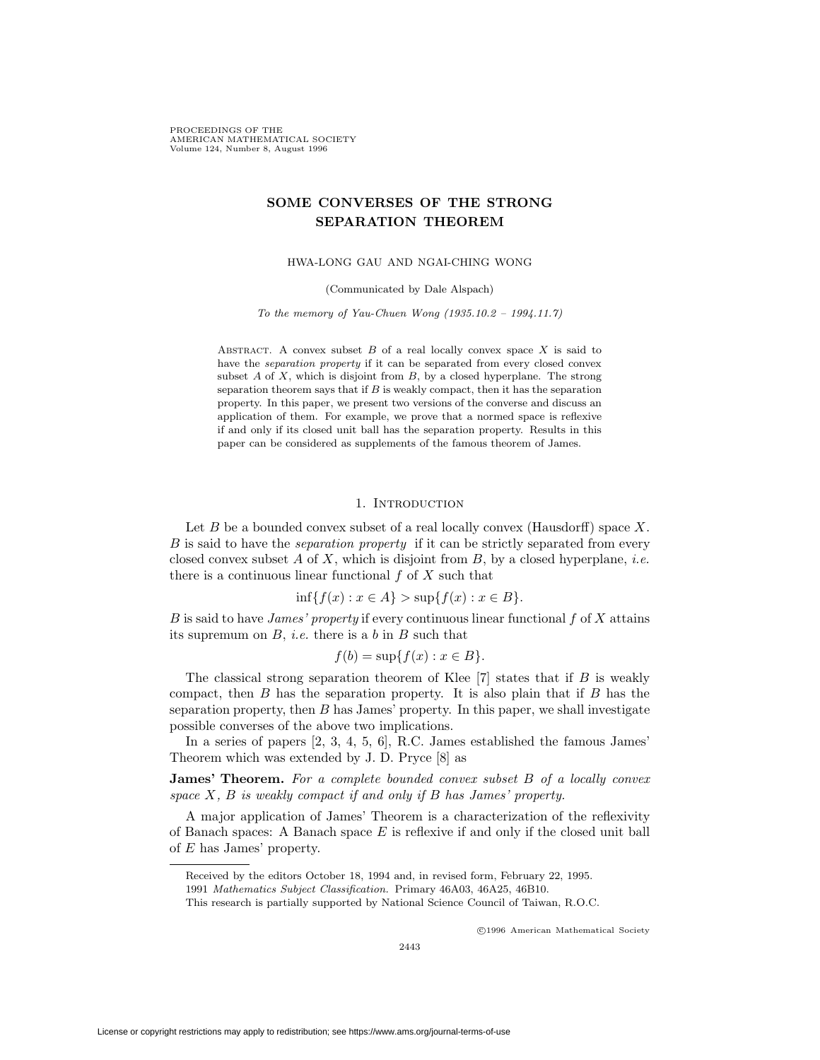# SOME CONVERSES OF THE STRONG SEPARATION THEOREM

HWA-LONG GAU AND NGAI-CHING WONG

(Communicated by Dale Alspach)

*To the memory of Yau-Chuen Wong (1935.10.2 – 1994.11.7)*

ABSTRACT. A convex subset $B$ of a real locally convex space $X$ is said to have the *separation property* if it can be separated from every closed convex subset $A$ of $X$, which is disjoint from $B$, by a closed hyperplane. The strong separation theorem says that if $B$ is weakly compact, then it has the separation property. In this paper, we present two versions of the converse and discuss an application of them. For example, we prove that a normed space is reflexive if and only if its closed unit ball has the separation property. Results in this paper can be considered as supplements of the famous theorem of James.

## 1. Introduction

Let $B$ be a bounded convex subset of a real locally convex (Hausdorff) space $X$. $B$ is said to have the *separation property* if it can be strictly separated from every closed convex subset $A$ of $X$, which is disjoint from $B$, by a closed hyperplane, *i.e.* there is a continuous linear functional $f$ of $X$ such that

$$\inf\{f(x) : x \in A\} > \sup\{f(x) : x \in B\}.$$

$B$ is said to have *James' property* if every continuous linear functional $f$ of $X$ attains its supremum on $B$, *i.e.* there is a $b$ in $B$ such that

$$f(b) = \sup\{f(x) : x \in B\}.$$

The classical strong separation theorem of Klee [7] states that if $B$ is weakly compact, then $B$ has the separation property. It is also plain that if $B$ has the separation property, then $B$ has James' property. In this paper, we shall investigate possible converses of the above two implications.

In a series of papers [2, 3, 4, 5, 6], R.C. James established the famous James' Theorem which was extended by J. D. Pryce [8] as

**James' Theorem.** *For a complete bounded convex subset $B$ of a locally convex space $X$, $B$ is weakly compact if and only if $B$ has James' property.*

A major application of James' Theorem is a characterization of the reflexivity of Banach spaces: A Banach space $E$ is reflexive if and only if the closed unit ball of $E$ has James' property.

---

Received by the editors October 18, 1994 and, in revised form, February 22, 1995.

1991 *Mathematics Subject Classification.* Primary 46A03, 46A25, 46B10.

This research is partially supported by National Science Council of Taiwan, R.O.C.

©1996 American Mathematical Society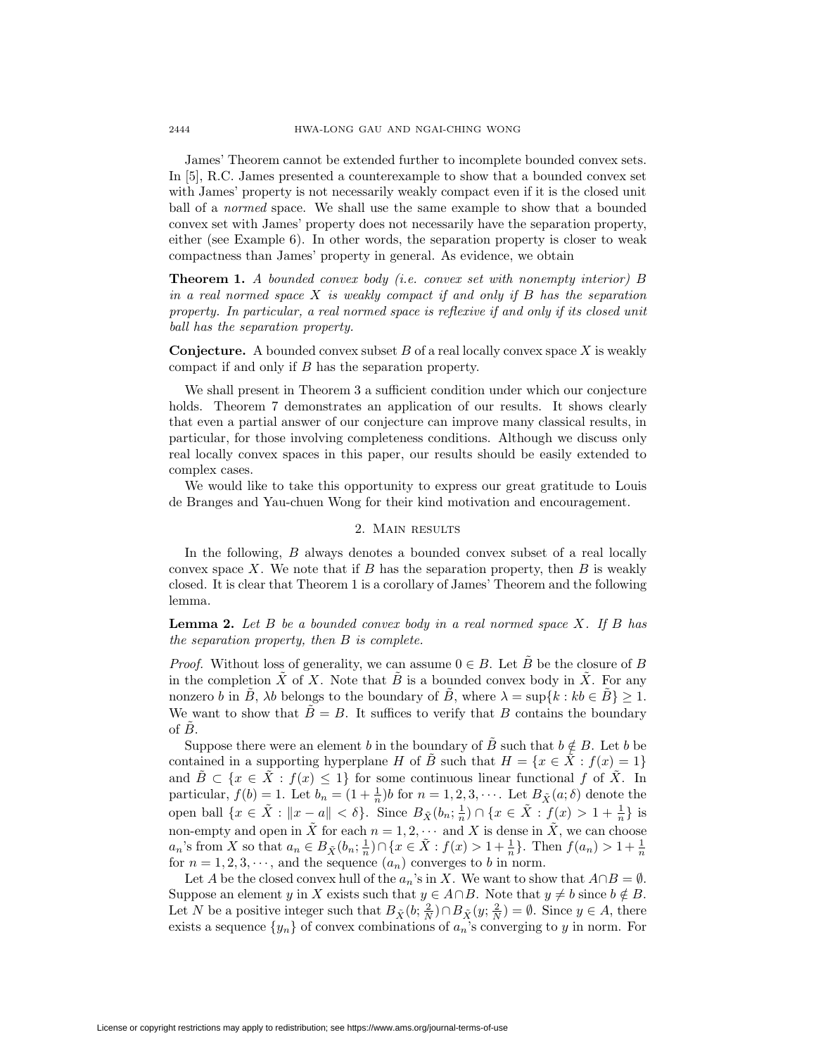James' Theorem cannot be extended further to incomplete bounded convex sets. In [5], R.C. James presented a counterexample to show that a bounded convex set with James' property is not necessarily weakly compact even if it is the closed unit ball of a *normed* space. We shall use the same example to show that a bounded convex set with James' property does not necessarily have the separation property, either (see Example 6). In other words, the separation property is closer to weak compactness than James' property in general. As evidence, we obtain

**Theorem 1.** *A bounded convex body (i.e. convex set with nonempty interior) $B$ in a real normed space $X$ is weakly compact if and only if $B$ has the separation property. In particular, a real normed space is reflexive if and only if its closed unit ball has the separation property.*

**Conjecture.** A bounded convex subset $B$ of a real locally convex space $X$ is weakly compact if and only if $B$ has the separation property.

We shall present in Theorem 3 a sufficient condition under which our conjecture holds. Theorem 7 demonstrates an application of our results. It shows clearly that even a partial answer of our conjecture can improve many classical results, in particular, for those involving completeness conditions. Although we discuss only real locally convex spaces in this paper, our results should be easily extended to complex cases.

We would like to take this opportunity to express our great gratitude to Louis de Branges and Yau-chuen Wong for their kind motivation and encouragement.

## 2. Main results

In the following, $B$ always denotes a bounded convex subset of a real locally convex space $X$. We note that if $B$ has the separation property, then $B$ is weakly closed. It is clear that Theorem 1 is a corollary of James' Theorem and the following lemma.

**Lemma 2.** *Let $B$ be a bounded convex body in a real normed space $X$. If $B$ has the separation property, then $B$ is complete.*

*Proof.* Without loss of generality, we can assume $0 \in B$. Let $\tilde{B}$ be the closure of $B$ in the completion $\tilde{X}$ of $X$. Note that $\tilde{B}$ is a bounded convex body in $\tilde{X}$. For any nonzero $b$ in $\tilde{B}$, $\lambda b$ belongs to the boundary of $\tilde{B}$, where $\lambda = \sup\{k : kb \in \tilde{B}\} \geq 1$. We want to show that $\tilde{B} = B$. It suffices to verify that $B$ contains the boundary of $\tilde{B}$.

Suppose there were an element $b$ in the boundary of $\tilde{B}$ such that $b \notin B$. Let $b$ be contained in a supporting hyperplane $H$ of $\tilde{B}$ such that $H = \{x \in \tilde{X} : f(x) = 1\}$ and $\tilde{B} \subset \{x \in \tilde{X} : f(x) \leq 1\}$ for some continuous linear functional $f$ of $\tilde{X}$. In particular, $f(b) = 1$. Let $b_n = (1 + \frac{1}{n})b$ for $n = 1, 2, 3, \cdots$. Let $B_{\tilde{X}}(a; \delta)$ denote the open ball $\{x \in \tilde{X} : \|x - a\| < \delta\}$. Since $B_{\tilde{X}}(b_n; \frac{1}{n}) \cap \{x \in \tilde{X} : f(x) > 1 + \frac{1}{n}\}$ is non-empty and open in $\tilde{X}$ for each $n = 1, 2, \cdots$ and $X$ is dense in $\tilde{X}$, we can choose $a_n$'s from $X$ so that $a_n \in B_{\tilde{X}}(b_n; \frac{1}{n}) \cap \{x \in \tilde{X} : f(x) > 1 + \frac{1}{n}\}$. Then $f(a_n) > 1 + \frac{1}{n}$ for $n = 1, 2, 3, \cdots$, and the sequence $(a_n)$ converges to $b$ in norm.

Let $A$ be the closed convex hull of the $a_n$'s in $X$. We want to show that $A \cap B = \emptyset$. Suppose an element $y$ in $X$ exists such that $y \in A \cap B$. Note that $y \neq b$ since $b \notin B$. Let $N$ be a positive integer such that $B_{\tilde{X}}(b; \frac{2}{N}) \cap B_{\tilde{X}}(y; \frac{2}{N}) = \emptyset$. Since $y \in A$, there exists a sequence $\{y_n\}$ of convex combinations of $a_n$'s converging to $y$ in norm. For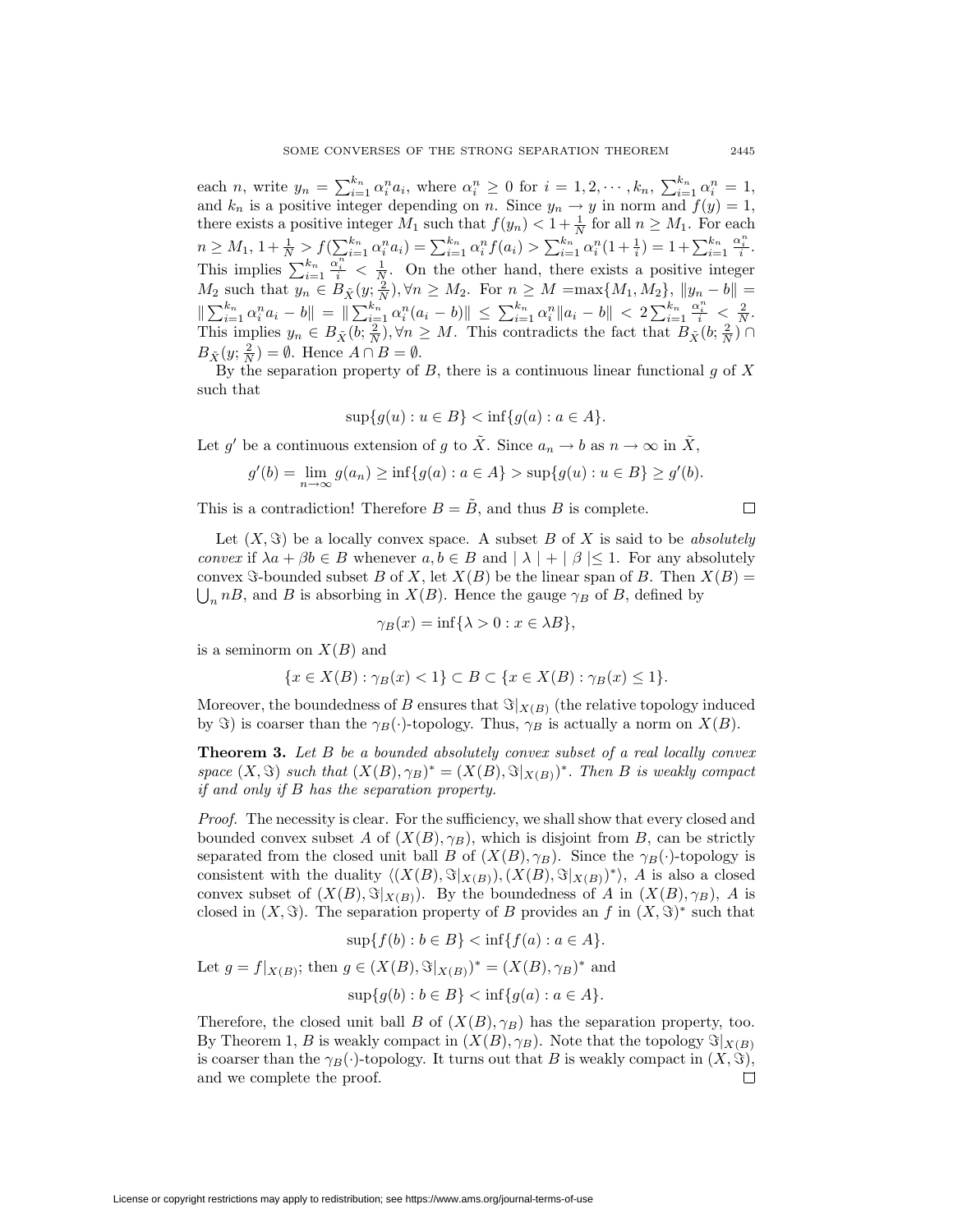each $n$, write $y_n = \sum_{i=1}^{k_n} \alpha_i^n a_i$, where $\alpha_i^n \geq 0$ for $i = 1, 2, \cdots, k_n$, $\sum_{i=1}^{k_n} \alpha_i^n = 1$, and $k_n$ is a positive integer depending on $n$. Since $y_n \to y$ in norm and $f(y) = 1$, there exists a positive integer $M_1$ such that $f(y_n) < 1 + \frac{1}{N}$ for all $n \geq M_1$. For each $n \geq M_1$, $1 + \frac{1}{N} > f(\sum_{i=1}^{k_n} \alpha_i^n a_i) = \sum_{i=1}^{k_n} \alpha_i^n f(a_i) > \sum_{i=1}^{k_n} \alpha_i^n (1 + \frac{1}{i}) = 1 + \sum_{i=1}^{k_n} \frac{\alpha_i^n}{i}$. This implies $\sum_{i=1}^{k_n} \frac{\alpha_i^n}{i} < \frac{1}{N}$. On the other hand, there exists a positive integer $M_2$ such that $y_n \in B_{\tilde{X}}(y; \frac{2}{N}), \forall n \geq M_2$. For $n \geq M = \max\{M_1, M_2\}$, $\|y_n - b\| = \|\sum_{i=1}^{k_n} \alpha_i^n a_i - b\| = \|\sum_{i=1}^{k_n} \alpha_i^n (a_i - b)\| \leq \sum_{i=1}^{k_n} \alpha_i^n \|a_i - b\| < 2 \sum_{i=1}^{k_n} \frac{\alpha_i^n}{i} < \frac{2}{N}$. This implies $y_n \in B_{\tilde{X}}(b; \frac{2}{N}), \forall n \geq M$. This contradicts the fact that $B_{\tilde{X}}(b; \frac{2}{N}) \cap B_{\tilde{X}}(y; \frac{2}{N}) = \emptyset$. Hence $A \cap B = \emptyset$.

By the separation property of $B$, there is a continuous linear functional $g$ of $X$ such that

$$\sup\{g(u) : u \in B\} < \inf\{g(a) : a \in A\}.$$

Let $g'$ be a continuous extension of $g$ to $\tilde{X}$. Since $a_n \to b$ as $n \to \infty$ in $\tilde{X}$,

$$g'(b) = \lim_{n \to \infty} g(a_n) \geq \inf\{g(a) : a \in A\} > \sup\{g(u) : u \in B\} \geq g'(b).$$

This is a contradiction! Therefore $B = \tilde{B}$, and thus $B$ is complete. $\square$

Let $(X, \Im)$ be a locally convex space. A subset $B$ of $X$ is said to be *absolutely convex* if $\lambda a + \beta b \in B$ whenever $a, b \in B$ and $|\lambda| + |\beta| \leq 1$. For any absolutely convex $\Im$-bounded subset $B$ of $X$, let $X(B)$ be the linear span of $B$. Then $X(B) = \bigcup_n nB$, and $B$ is absorbing in $X(B)$. Hence the gauge $\gamma_B$ of $B$, defined by

$$\gamma_B(x) = \inf\{\lambda > 0 : x \in \lambda B\},$$

is a seminorm on $X(B)$ and

$$\{x \in X(B) : \gamma_B(x) < 1\} \subset B \subset \{x \in X(B) : \gamma_B(x) \leq 1\}.$$

Moreover, the boundedness of $B$ ensures that $\Im|_{X(B)}$ (the relative topology induced by $\Im$) is coarser than the $\gamma_B(\cdot)$-topology. Thus, $\gamma_B$ is actually a norm on $X(B)$.

**Theorem 3.** *Let $B$ be a bounded absolutely convex subset of a real locally convex space $(X, \Im)$ such that $(X(B), \gamma_B)^* = (X(B), \Im|_{X(B)})^*$. Then $B$ is weakly compact if and only if $B$ has the separation property.*

*Proof.* The necessity is clear. For the sufficiency, we shall show that every closed and bounded convex subset $A$ of $(X(B), \gamma_B)$, which is disjoint from $B$, can be strictly separated from the closed unit ball $B$ of $(X(B), \gamma_B)$. Since the $\gamma_B(\cdot)$-topology is consistent with the duality $\langle (X(B), \Im|_{X(B)}), (X(B), \Im|_{X(B)})^* \rangle$, $A$ is also a closed convex subset of $(X(B), \Im|_{X(B)})$. By the boundedness of $A$ in $(X(B), \gamma_B)$, $A$ is closed in $(X, \Im)$. The separation property of $B$ provides an $f$ in $(X, \Im)^*$ such that

$$\sup\{f(b) : b \in B\} < \inf\{f(a) : a \in A\}.$$

Let $g = f|_{X(B)}$; then $g \in (X(B), \Im|_{X(B)})^* = (X(B), \gamma_B)^*$ and

$$\sup\{g(b) : b \in B\} < \inf\{g(a) : a \in A\}.$$

Therefore, the closed unit ball $B$ of $(X(B), \gamma_B)$ has the separation property, too. By Theorem 1, $B$ is weakly compact in $(X(B), \gamma_B)$. Note that the topology $\Im|_{X(B)}$ is coarser than the $\gamma_B(\cdot)$-topology. It turns out that $B$ is weakly compact in $(X, \Im)$, and we complete the proof. $\square$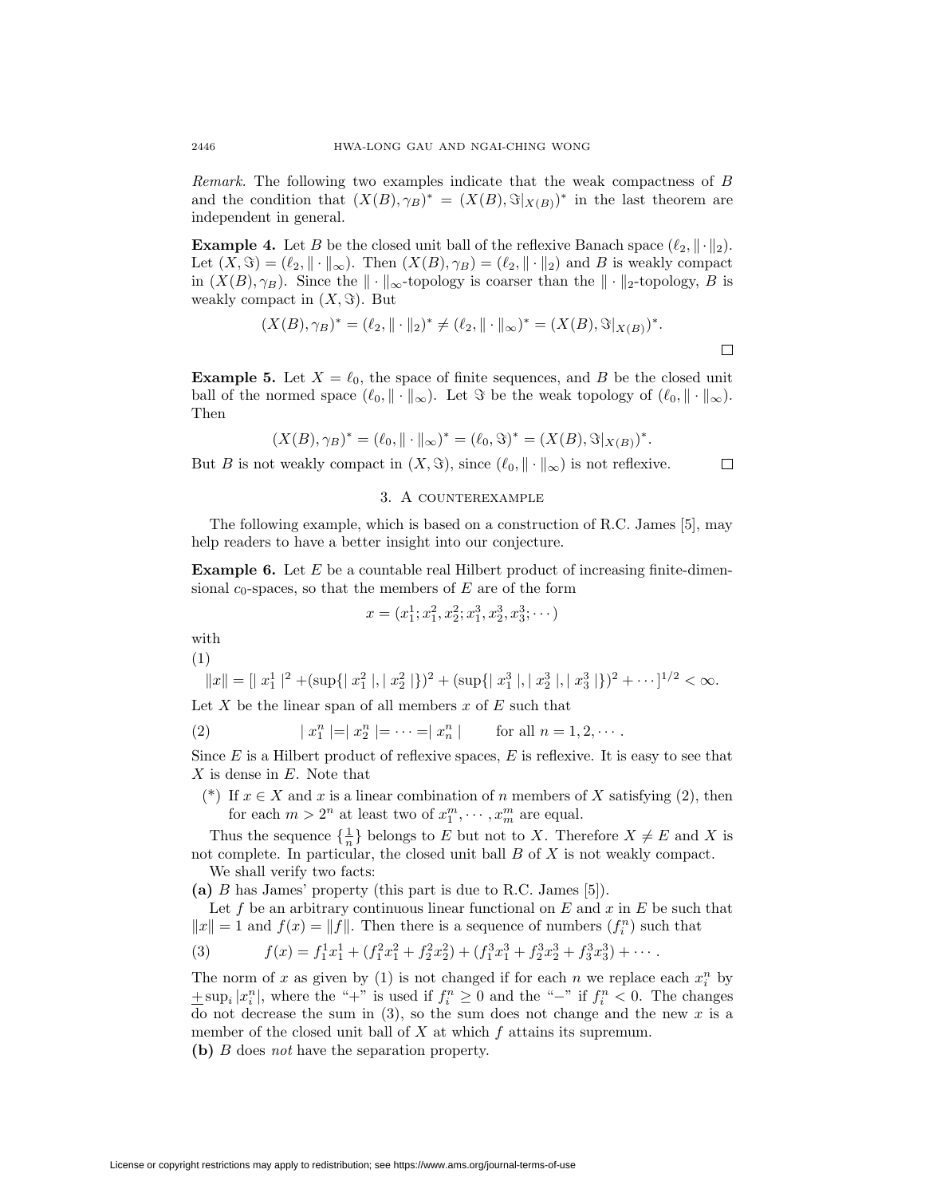*Remark.* The following two examples indicate that the weak compactness of $B$ and the condition that $(X(B), \gamma_B)^* = (X(B), \Im|_{X(B)})^*$ in the last theorem are independent in general.

**Example 4.** Let $B$ be the closed unit ball of the reflexive Banach space $(\ell_2, \|\cdot\|_2)$. Let $(X, \Im) = (\ell_2, \|\cdot\|_\infty)$. Then $(X(B), \gamma_B) = (\ell_2, \|\cdot\|_2)$ and $B$ is weakly compact in $(X(B), \gamma_B)$. Since the $\|\cdot\|_\infty$-topology is coarser than the $\|\cdot\|_2$-topology, $B$ is weakly compact in $(X, \Im)$. But

$$(X(B), \gamma_B)^* = (\ell_2, \|\cdot\|_2)^* \neq (\ell_2, \|\cdot\|_\infty)^* = (X(B), \Im|_{X(B)})^*.$$

□

**Example 5.** Let $X = \ell_0$, the space of finite sequences, and $B$ be the closed unit ball of the normed space $(\ell_0, \|\cdot\|_\infty)$. Let $\Im$ be the weak topology of $(\ell_0, \|\cdot\|_\infty)$. Then

$$(X(B), \gamma_B)^* = (\ell_0, \|\cdot\|_\infty)^* = (\ell_0, \Im)^* = (X(B), \Im|_{X(B)})^*.$$

But $B$ is not weakly compact in $(X, \Im)$, since $(\ell_0, \|\cdot\|_\infty)$ is not reflexive. □

## 3. A counterexample

The following example, which is based on a construction of R.C. James [5], may help readers to have a better insight into our conjecture.

**Example 6.** Let $E$ be a countable real Hilbert product of increasing finite-dimensional $c_0$-spaces, so that the members of $E$ are of the form

$$x = (x_1^1; x_1^2, x_2^2; x_1^3, x_2^3, x_3^3; \cdots)$$

with

(1)
$$\|x\| = [| x_1^1 |^2 + (\sup\{| x_1^2 |, | x_2^2 |\})^2 + (\sup\{| x_1^3 |, | x_2^3 |, | x_3^3 |\})^2 + \cdots]^{1/2} < \infty.$$

Let $X$ be the linear span of all members $x$ of $E$ such that

$$| x_1^n | = | x_2^n | = \cdots = | x_n^n | \qquad \text{for all } n = 1, 2, \cdots. \tag{2}$$

Since $E$ is a Hilbert product of reflexive spaces, $E$ is reflexive. It is easy to see that $X$ is dense in $E$. Note that

(\*) If $x \in X$ and $x$ is a linear combination of $n$ members of $X$ satisfying (2), then for each $m > 2^n$ at least two of $x_1^m, \cdots, x_m^m$ are equal.

Thus the sequence $\{\frac{1}{n}\}$ belongs to $E$ but not to $X$. Therefore $X \neq E$ and $X$ is not complete. In particular, the closed unit ball $B$ of $X$ is not weakly compact.

We shall verify two facts:

**(a)** $B$ has James' property (this part is due to R.C. James [5]).

Let $f$ be an arbitrary continuous linear functional on $E$ and $x$ in $E$ be such that $\|x\| = 1$ and $f(x) = \|f\|$. Then there is a sequence of numbers $(f_i^n)$ such that

$$f(x) = f_1^1 x_1^1 + (f_1^2 x_1^2 + f_2^2 x_2^2) + (f_1^3 x_1^3 + f_2^3 x_2^3 + f_3^3 x_3^3) + \cdots. \tag{3}$$

The norm of $x$ as given by (1) is not changed if for each $n$ we replace each $x_i^n$ by $\pm \sup_i |x_i^n|$, where the "+" is used if $f_i^n \geq 0$ and the "$-$" if $f_i^n < 0$. The changes do not decrease the sum in (3), so the sum does not change and the new $x$ is a member of the closed unit ball of $X$ at which $f$ attains its supremum.

**(b)** $B$ does *not* have the separation property.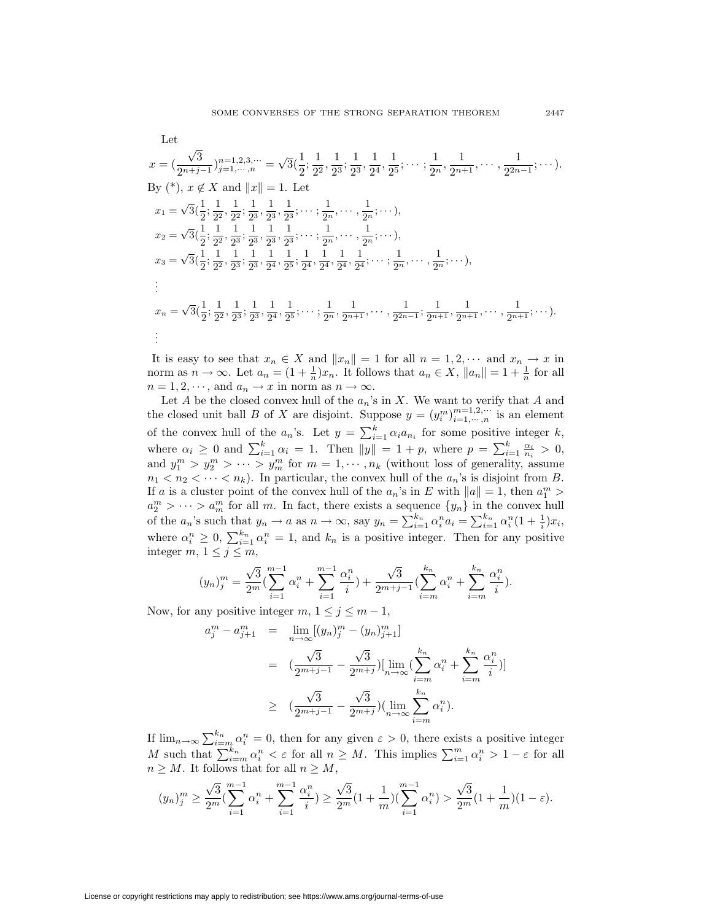Let

$$x = (\frac{\sqrt{3}}{2^{n+j-1}})_{j=1,\cdots,n}^{n=1,2,3,\cdots} = \sqrt{3}(\frac{1}{2}; \frac{1}{2^2}, \frac{1}{2^3}; \frac{1}{2^3}, \frac{1}{2^4}, \frac{1}{2^5}; \cdots; \frac{1}{2^n}, \frac{1}{2^{n+1}}, \cdots, \frac{1}{2^{2n-1}}; \cdots).$$

By (*), $x \notin X$ and $\|x\| = 1$. Let

$$x_1 = \sqrt{3}(\frac{1}{2}; \frac{1}{2^2}, \frac{1}{2^2}; \frac{1}{2^3}, \frac{1}{2^3}, \frac{1}{2^3}; \cdots; \frac{1}{2^n}, \cdots, \frac{1}{2^n}; \cdots),$$

$$x_2 = \sqrt{3}(\frac{1}{2}; \frac{1}{2^2}, \frac{1}{2^3}; \frac{1}{2^3}, \frac{1}{2^3}, \frac{1}{2^3}; \cdots; \frac{1}{2^n}, \cdots, \frac{1}{2^n}; \cdots),$$

$$x_3 = \sqrt{3}(\frac{1}{2}; \frac{1}{2^2}, \frac{1}{2^3}; \frac{1}{2^3}, \frac{1}{2^4}, \frac{1}{2^5}; \frac{1}{2^4}, \frac{1}{2^4}, \frac{1}{2^4}, \frac{1}{2^4}; \cdots; \frac{1}{2^n}, \cdots, \frac{1}{2^n}; \cdots),$$

$$\vdots$$

$$x_n = \sqrt{3}(\frac{1}{2}; \frac{1}{2^2}, \frac{1}{2^3}; \frac{1}{2^3}, \frac{1}{2^4}, \frac{1}{2^5}; \cdots; \frac{1}{2^n}, \frac{1}{2^{n+1}}, \cdots, \frac{1}{2^{2n-1}}; \frac{1}{2^{n+1}}, \frac{1}{2^{n+1}}, \cdots, \frac{1}{2^{n+1}}; \cdots).$$

$$\vdots$$

It is easy to see that $x_n \in X$ and $\|x_n\| = 1$ for all $n = 1, 2, \cdots$ and $x_n \to x$ in norm as $n \to \infty$. Let $a_n = (1 + \frac{1}{n})x_n$. It follows that $a_n \in X$, $\|a_n\| = 1 + \frac{1}{n}$ for all $n = 1, 2, \cdots$, and $a_n \to x$ in norm as $n \to \infty$.

Let $A$ be the closed convex hull of the $a_n$'s in $X$. We want to verify that $A$ and the closed unit ball $B$ of $X$ are disjoint. Suppose $y = (y_i^m)_{i=1,\cdots,n}^{m=1,2,\cdots}$ is an element of the convex hull of the $a_n$'s. Let $y = \sum_{i=1}^k \alpha_i a_{n_i}$ for some positive integer $k$, where $\alpha_i \geq 0$ and $\sum_{i=1}^k \alpha_i = 1$. Then $\|y\| = 1 + p$, where $p = \sum_{i=1}^k \frac{\alpha_i}{n_i} > 0$, and $y_1^m > y_2^m > \cdots > y_m^m$ for $m = 1, \cdots, n_k$ (without loss of generality, assume $n_1 < n_2 < \cdots < n_k$). In particular, the convex hull of the $a_n$'s is disjoint from $B$. If $a$ is a cluster point of the convex hull of the $a_n$'s in $E$ with $\|a\| = 1$, then $a_1^m > a_2^m > \cdots > a_m^m$ for all $m$. In fact, there exists a sequence $\{y_n\}$ in the convex hull of the $a_n$'s such that $y_n \to a$ as $n \to \infty$, say $y_n = \sum_{i=1}^{k_n} \alpha_i^n a_i = \sum_{i=1}^{k_n} \alpha_i^n (1 + \frac{1}{i})x_i$, where $\alpha_i^n \geq 0$, $\sum_{i=1}^{k_n} \alpha_i^n = 1$, and $k_n$ is a positive integer. Then for any positive integer $m$, $1 \leq j \leq m$,

$$(y_n)_j^m = \frac{\sqrt{3}}{2^m}(\sum_{i=1}^{m-1} \alpha_i^n + \sum_{i=1}^{m-1} \frac{\alpha_i^n}{i}) + \frac{\sqrt{3}}{2^{m+j-1}}(\sum_{i=m}^{k_n} \alpha_i^n + \sum_{i=m}^{k_n} \frac{\alpha_i^n}{i}).$$

Now, for any positive integer $m$, $1 \leq j \leq m - 1$,

$$\begin{aligned}
a_j^m - a_{j+1}^m &= \lim_{n\to\infty}[(y_n)_j^m - (y_n)_{j+1}^m] \\
&= (\frac{\sqrt{3}}{2^{m+j-1}} - \frac{\sqrt{3}}{2^{m+j}})[\lim_{n\to\infty}(\sum_{i=m}^{k_n} \alpha_i^n + \sum_{i=m}^{k_n} \frac{\alpha_i^n}{i})] \\
&\geq (\frac{\sqrt{3}}{2^{m+j-1}} - \frac{\sqrt{3}}{2^{m+j}})(\lim_{n\to\infty} \sum_{i=m}^{k_n} \alpha_i^n).
\end{aligned}$$

If $\lim_{n\to\infty} \sum_{i=m}^{k_n} \alpha_i^n = 0$, then for any given $\varepsilon > 0$, there exists a positive integer $M$ such that $\sum_{i=m}^{k_n} \alpha_i^n < \varepsilon$ for all $n \geq M$. This implies $\sum_{i=1}^{m} \alpha_i^n > 1 - \varepsilon$ for all $n \geq M$. It follows that for all $n \geq M$,

$$(y_n)_j^m \geq \frac{\sqrt{3}}{2^m}(\sum_{i=1}^{m-1} \alpha_i^n + \sum_{i=1}^{m-1} \frac{\alpha_i^n}{i}) \geq \frac{\sqrt{3}}{2^m}(1 + \frac{1}{m})(\sum_{i=1}^{m-1} \alpha_i^n) > \frac{\sqrt{3}}{2^m}(1 + \frac{1}{m})(1 - \varepsilon).$$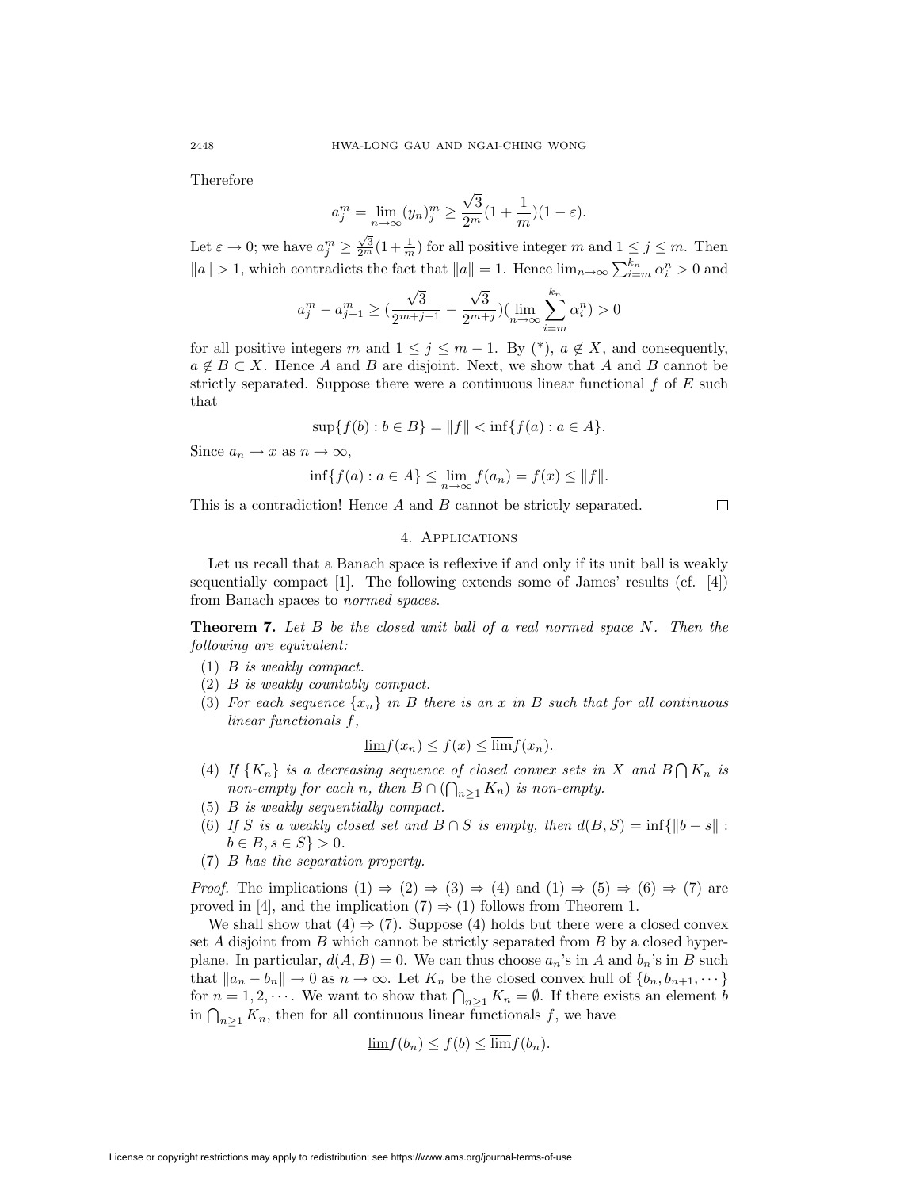Therefore

$$a_j^m = \lim_{n\to\infty} (y_n)_j^m \geq \frac{\sqrt{3}}{2^m}(1+\frac{1}{m})(1-\varepsilon).$$

Let $\varepsilon \to 0$; we have $a_j^m \geq \frac{\sqrt{3}}{2^m}(1+\frac{1}{m})$ for all positive integer $m$ and $1 \leq j \leq m$. Then $\|a\| > 1$, which contradicts the fact that $\|a\| = 1$. Hence $\lim_{n\to\infty} \sum_{i=m}^{k_n} \alpha_i^n > 0$ and

$$a_j^m - a_{j+1}^m \geq (\frac{\sqrt{3}}{2^{m+j-1}} - \frac{\sqrt{3}}{2^{m+j}})(\lim_{n\to\infty} \sum_{i=m}^{k_n} \alpha_i^n) > 0$$

for all positive integers $m$ and $1 \leq j \leq m-1$. By (\*), $a \notin X$, and consequently, $a \notin B \subset X$. Hence $A$ and $B$ are disjoint. Next, we show that $A$ and $B$ cannot be strictly separated. Suppose there were a continuous linear functional $f$ of $E$ such that

$$\sup\{f(b) : b \in B\} = \|f\| < \inf\{f(a) : a \in A\}.$$

Since $a_n \to x$ as $n \to \infty$,

$$\inf\{f(a) : a \in A\} \leq \lim_{n\to\infty} f(a_n) = f(x) \leq \|f\|.$$

This is a contradiction! Hence $A$ and $B$ cannot be strictly separated. □

## 4. Applications

Let us recall that a Banach space is reflexive if and only if its unit ball is weakly sequentially compact [1]. The following extends some of James' results (cf. [4]) from Banach spaces to *normed spaces*.

**Theorem 7.** *Let $B$ be the closed unit ball of a real normed space $N$. Then the following are equivalent:*

1. *$B$ is weakly compact.*
2. *$B$ is weakly countably compact.*
3. *For each sequence $\{x_n\}$ in $B$ there is an $x$ in $B$ such that for all continuous linear functionals $f$,*

$$\underline{\lim} f(x_n) \leq f(x) \leq \overline{\lim} f(x_n).$$

4. *If $\{K_n\}$ is a decreasing sequence of closed convex sets in $X$ and $B \bigcap K_n$ is non-empty for each $n$, then $B \cap (\bigcap_{n\geq 1} K_n)$ is non-empty.*
5. *$B$ is weakly sequentially compact.*
6. *If $S$ is a weakly closed set and $B \cap S$ is empty, then $d(B, S) = \inf\{\|b - s\| : b \in B, s \in S\} > 0$.*
7. *$B$ has the separation property.*

*Proof.* The implications (1) ⇒ (2) ⇒ (3) ⇒ (4) and (1) ⇒ (5) ⇒ (6) ⇒ (7) are proved in [4], and the implication (7) ⇒ (1) follows from Theorem 1.

We shall show that (4) ⇒ (7). Suppose (4) holds but there were a closed convex set $A$ disjoint from $B$ which cannot be strictly separated from $B$ by a closed hyperplane. In particular, $d(A, B) = 0$. We can thus choose $a_n$'s in $A$ and $b_n$'s in $B$ such that $\|a_n - b_n\| \to 0$ as $n \to \infty$. Let $K_n$ be the closed convex hull of $\{b_n, b_{n+1}, \cdots\}$ for $n = 1, 2, \cdots$. We want to show that $\bigcap_{n\geq 1} K_n = \emptyset$. If there exists an element $b$ in $\bigcap_{n\geq 1} K_n$, then for all continuous linear functionals $f$, we have

$$\underline{\lim} f(b_n) \leq f(b) \leq \overline{\lim} f(b_n).$$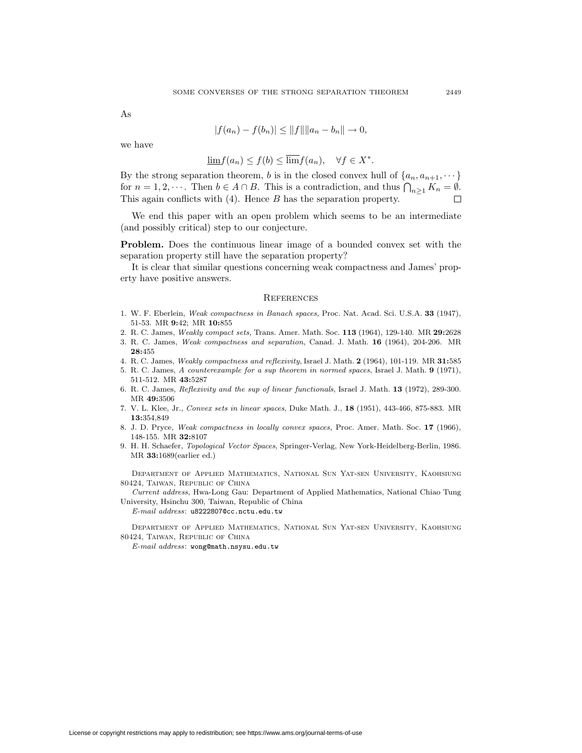As

$$|f(a_n) - f(b_n)| \leq \|f\| \|a_n - b_n\| \to 0,$$

we have

$$\underline{\lim} f(a_n) \leq f(b) \leq \overline{\lim} f(a_n), \quad \forall f \in X^*.$$

By the strong separation theorem, $b$ is in the closed convex hull of $\{a_n, a_{n+1}, \cdots\}$ for $n = 1, 2, \cdots$. Then $b \in A \cap B$. This is a contradiction, and thus $\bigcap_{n \geq 1} K_n = \emptyset$. This again conflicts with (4). Hence $B$ has the separation property. $\square$

We end this paper with an open problem which seems to be an intermediate (and possibly critical) step to our conjecture.

**Problem.** Does the continuous linear image of a bounded convex set with the separation property still have the separation property?

It is clear that similar questions concerning weak compactness and James' property have positive answers.

## References

1. W. F. Eberlein, *Weak compactness in Banach spaces,* Proc. Nat. Acad. Sci. U.S.A. **33** (1947), 51-53. MR **9:**42; MR **10:**855
2. R. C. James, *Weakly compact sets,* Trans. Amer. Math. Soc. **113** (1964), 129-140. MR **29:**2628
3. R. C. James, *Weak compactness and separation*, Canad. J. Math. **16** (1964), 204-206. MR **28:**455
4. R. C. James, *Weakly compactness and reflexivity*, Israel J. Math. **2** (1964), 101-119. MR **31:**585
5. R. C. James, *A counterexample for a sup theorem in normed spaces*, Israel J. Math. **9** (1971), 511-512. MR **43:**5287
6. R. C. James, *Reflexivity and the sup of linear functionals*, Israel J. Math. **13** (1972), 289-300. MR **49:**3506
7. V. L. Klee, Jr., *Convex sets in linear spaces*, Duke Math. J., **18** (1951), 443-466, 875-883. MR **13:**354,849
8. J. D. Pryce, *Weak compactness in locally convex spaces,* Proc. Amer. Math. Soc. **17** (1966), 148-155. MR **32:**8107
9. H. H. Schaefer, *Topological Vector Spaces*, Springer-Verlag, New York-Heidelberg-Berlin, 1986. MR **33:**1689(earlier ed.)

Department of Applied Mathematics, National Sun Yat-sen University, Kaohsiung 80424, Taiwan, Republic of China

*Current address*, Hwa-Long Gau: Department of Applied Mathematics, National Chiao Tung University, Hsinchu 300, Taiwan, Republic of China

*E-mail address*: u8222807@cc.nctu.edu.tw

Department of Applied Mathematics, National Sun Yat-sen University, Kaohsiung 80424, Taiwan, Republic of China

*E-mail address*: wong@math.nsysu.edu.tw